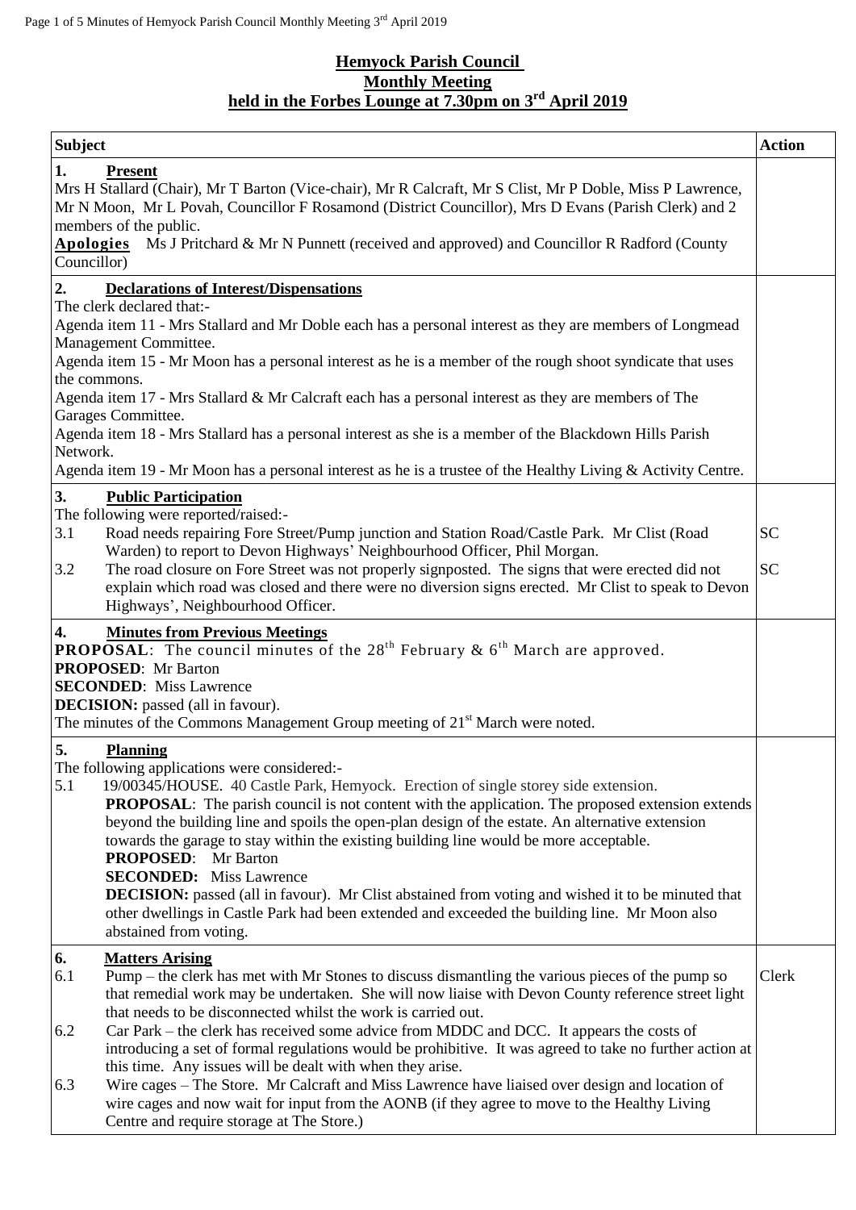# Hemyock Parish Council
## Monthly Meeting
## held in the Forbes Lounge at 7.30pm on 3rd April 2019

| Subject | Action |
|---|---|
| **1. Present**<br>Mrs H Stallard (Chair), Mr T Barton (Vice-chair), Mr R Calcraft, Mr S Clist, Mr P Doble, Miss P Lawrence, Mr N Moon, Mr L Povah, Councillor F Rosamond (District Councillor), Mrs D Evans (Parish Clerk) and 2 members of the public.<br>**Apologies** Ms J Pritchard & Mr N Punnett (received and approved) and Councillor R Radford (County Councillor) | |
| **2. Declarations of Interest/Dispensations**<br>The clerk declared that:-<br>Agenda item 11 - Mrs Stallard and Mr Doble each has a personal interest as they are members of Longmead Management Committee.<br>Agenda item 15 - Mr Moon has a personal interest as he is a member of the rough shoot syndicate that uses the commons.<br>Agenda item 17 - Mrs Stallard & Mr Calcraft each has a personal interest as they are members of The Garages Committee.<br>Agenda item 18 - Mrs Stallard has a personal interest as she is a member of the Blackdown Hills Parish Network.<br>Agenda item 19 - Mr Moon has a personal interest as he is a trustee of the Healthy Living & Activity Centre. | |
| **3. Public Participation**<br>The following were reported/raised:-<br>3.1 Road needs repairing Fore Street/Pump junction and Station Road/Castle Park. Mr Clist (Road Warden) to report to Devon Highways' Neighbourhood Officer, Phil Morgan.<br>3.2 The road closure on Fore Street was not properly signposted. The signs that were erected did not explain which road was closed and there were no diversion signs erected. Mr Clist to speak to Devon Highways', Neighbourhood Officer. | SC<br><br>SC |
| **4. Minutes from Previous Meetings**<br>**PROPOSAL**: The council minutes of the 28th February & 6th March are approved.<br>**PROPOSED**: Mr Barton<br>**SECONDED**: Miss Lawrence<br>**DECISION:** passed (all in favour).<br>The minutes of the Commons Management Group meeting of 21st March were noted. | |
| **5. Planning**<br>The following applications were considered:-<br>5.1 19/00345/HOUSE. 40 Castle Park, Hemyock. Erection of single storey side extension.<br>**PROPOSAL**: The parish council is not content with the application. The proposed extension extends beyond the building line and spoils the open-plan design of the estate. An alternative extension towards the garage to stay within the existing building line would be more acceptable.<br>**PROPOSED**: Mr Barton<br>**SECONDED:** Miss Lawrence<br>**DECISION:** passed (all in favour). Mr Clist abstained from voting and wished it to be minuted that other dwellings in Castle Park had been extended and exceeded the building line. Mr Moon also abstained from voting. | |
| **6. Matters Arising**<br>6.1 Pump – the clerk has met with Mr Stones to discuss dismantling the various pieces of the pump so that remedial work may be undertaken. She will now liaise with Devon County reference street light that needs to be disconnected whilst the work is carried out.<br>6.2 Car Park – the clerk has received some advice from MDDC and DCC. It appears the costs of introducing a set of formal regulations would be prohibitive. It was agreed to take no further action at this time. Any issues will be dealt with when they arise.<br>6.3 Wire cages – The Store. Mr Calcraft and Miss Lawrence have liaised over design and location of wire cages and now wait for input from the AONB (if they agree to move to the Healthy Living Centre and require storage at The Store.) | Clerk |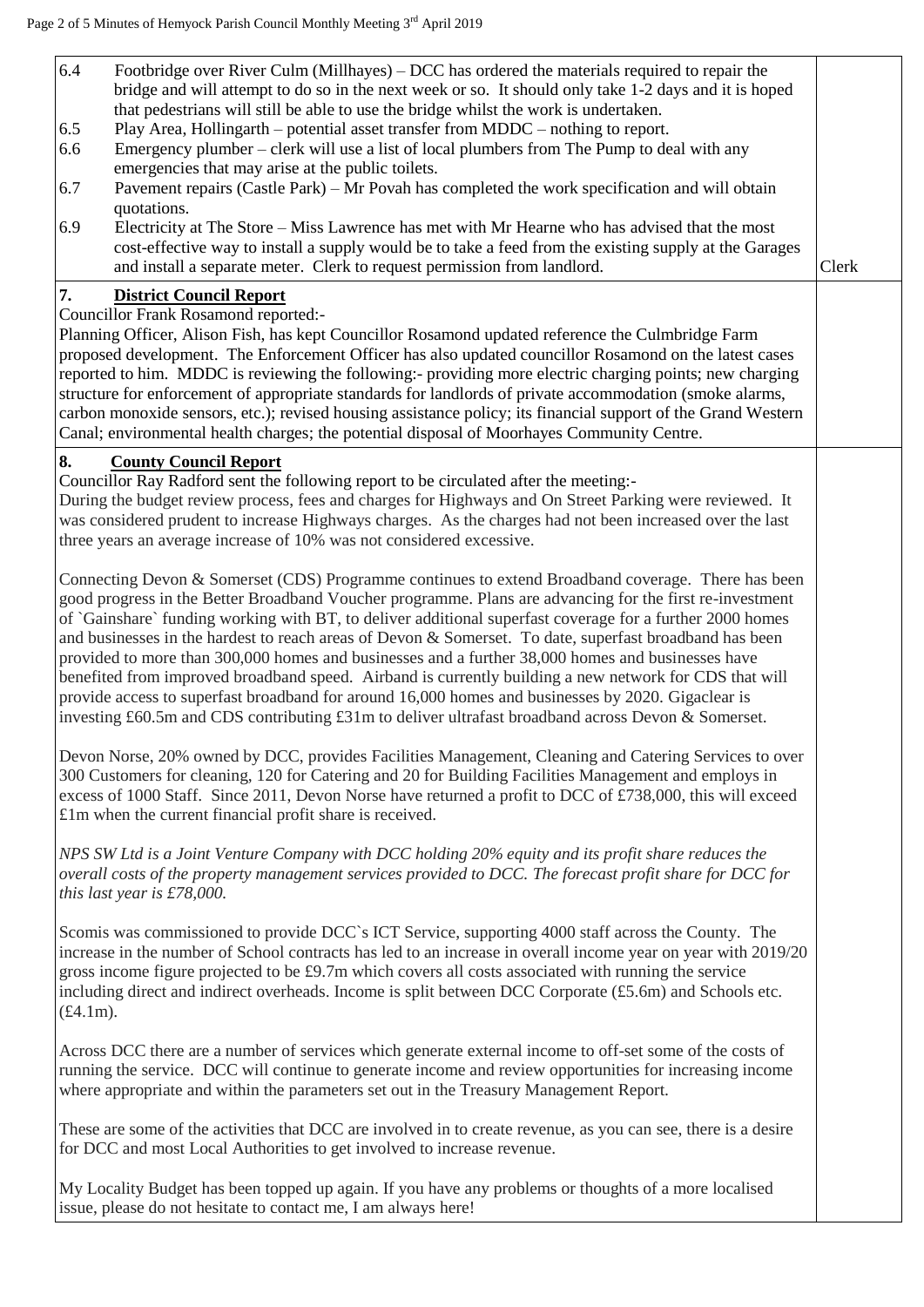| | | |
|---|---|---|
| 6.4 | Footbridge over River Culm (Millhayes) – DCC has ordered the materials required to repair the bridge and will attempt to do so in the next week or so. It should only take 1-2 days and it is hoped that pedestrians will still be able to use the bridge whilst the work is undertaken. | |
| 6.5 | Play Area, Hollingarth – potential asset transfer from MDDC – nothing to report. | |
| 6.6 | Emergency plumber – clerk will use a list of local plumbers from The Pump to deal with any emergencies that may arise at the public toilets. | |
| 6.7 | Pavement repairs (Castle Park) – Mr Povah has completed the work specification and will obtain quotations. | |
| 6.9 | Electricity at The Store – Miss Lawrence has met with Mr Hearne who has advised that the most cost-effective way to install a supply would be to take a feed from the existing supply at the Garages and install a separate meter. Clerk to request permission from landlord. | Clerk |

## 7. District Council Report

Councillor Frank Rosamond reported:-

Planning Officer, Alison Fish, has kept Councillor Rosamond updated reference the Culmbridge Farm proposed development. The Enforcement Officer has also updated councillor Rosamond on the latest cases reported to him. MDDC is reviewing the following:- providing more electric charging points; new charging structure for enforcement of appropriate standards for landlords of private accommodation (smoke alarms, carbon monoxide sensors, etc.); revised housing assistance policy; its financial support of the Grand Western Canal; environmental health charges; the potential disposal of Moorhayes Community Centre.

## 8. County Council Report

Councillor Ray Radford sent the following report to be circulated after the meeting:-

During the budget review process, fees and charges for Highways and On Street Parking were reviewed. It was considered prudent to increase Highways charges. As the charges had not been increased over the last three years an average increase of 10% was not considered excessive.

Connecting Devon & Somerset (CDS) Programme continues to extend Broadband coverage. There has been good progress in the Better Broadband Voucher programme. Plans are advancing for the first re-investment of `Gainshare` funding working with BT, to deliver additional superfast coverage for a further 2000 homes and businesses in the hardest to reach areas of Devon & Somerset. To date, superfast broadband has been provided to more than 300,000 homes and businesses and a further 38,000 homes and businesses have benefited from improved broadband speed. Airband is currently building a new network for CDS that will provide access to superfast broadband for around 16,000 homes and businesses by 2020. Gigaclear is investing £60.5m and CDS contributing £31m to deliver ultrafast broadband across Devon & Somerset.

Devon Norse, 20% owned by DCC, provides Facilities Management, Cleaning and Catering Services to over 300 Customers for cleaning, 120 for Catering and 20 for Building Facilities Management and employs in excess of 1000 Staff. Since 2011, Devon Norse have returned a profit to DCC of £738,000, this will exceed £1m when the current financial profit share is received.

*NPS SW Ltd is a Joint Venture Company with DCC holding 20% equity and its profit share reduces the overall costs of the property management services provided to DCC. The forecast profit share for DCC for this last year is £78,000.*

Scomis was commissioned to provide DCC`s ICT Service, supporting 4000 staff across the County. The increase in the number of School contracts has led to an increase in overall income year on year with 2019/20 gross income figure projected to be £9.7m which covers all costs associated with running the service including direct and indirect overheads. Income is split between DCC Corporate (£5.6m) and Schools etc. (£4.1m).

Across DCC there are a number of services which generate external income to off-set some of the costs of running the service. DCC will continue to generate income and review opportunities for increasing income where appropriate and within the parameters set out in the Treasury Management Report.

These are some of the activities that DCC are involved in to create revenue, as you can see, there is a desire for DCC and most Local Authorities to get involved to increase revenue.

My Locality Budget has been topped up again. If you have any problems or thoughts of a more localised issue, please do not hesitate to contact me, I am always here!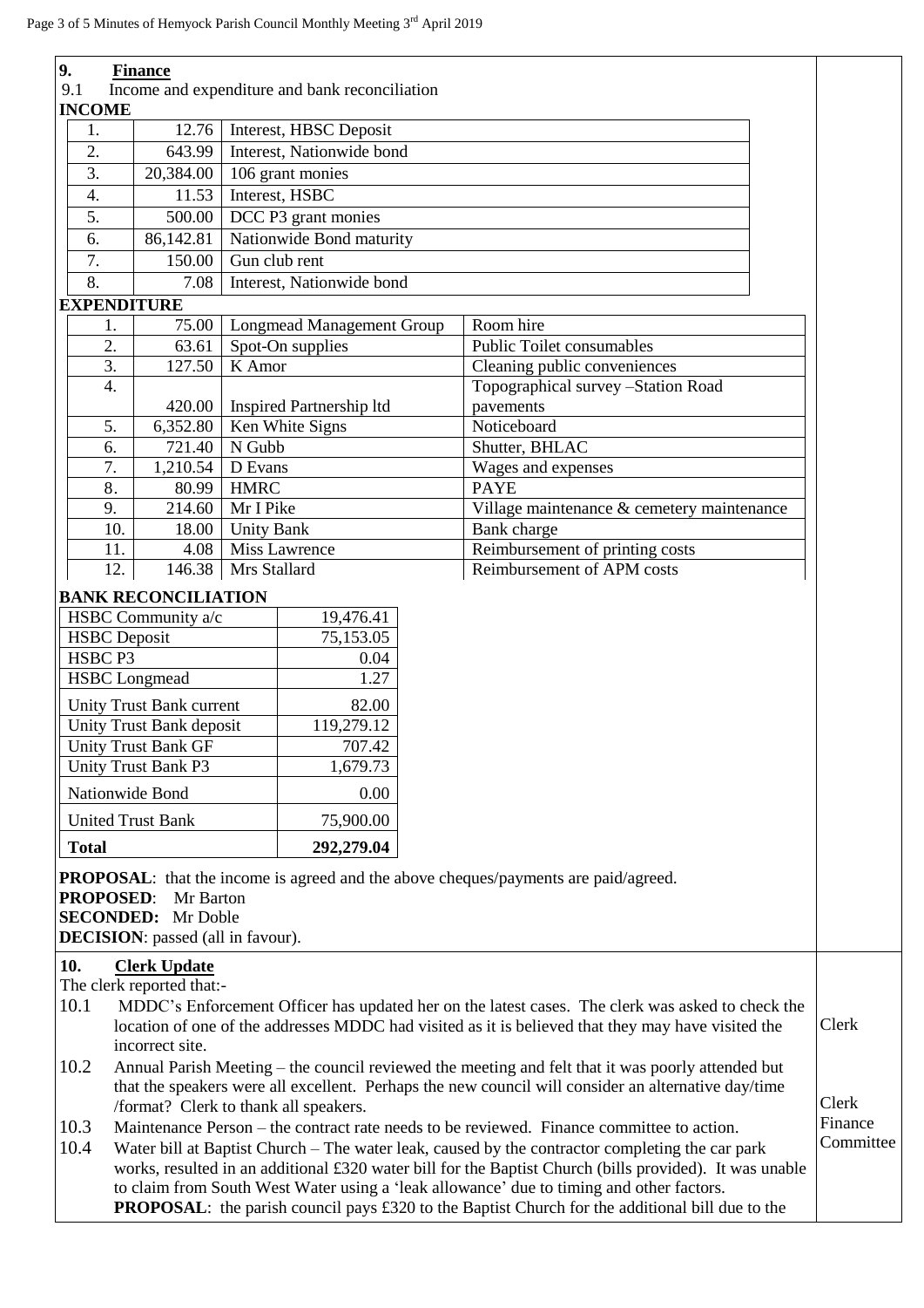## 9. Finance

9.1 Income and expenditure and bank reconciliation

**INCOME**

| | | |
|---|---|---|
| 1. | 12.76 | Interest, HBSC Deposit |
| 2. | 643.99 | Interest, Nationwide bond |
| 3. | 20,384.00 | 106 grant monies |
| 4. | 11.53 | Interest, HSBC |
| 5. | 500.00 | DCC P3 grant monies |
| 6. | 86,142.81 | Nationwide Bond maturity |
| 7. | 150.00 | Gun club rent |
| 8. | 7.08 | Interest, Nationwide bond |

**EXPENDITURE**

| | | | |
|---|---|---|---|
| 1. | 75.00 | Longmead Management Group | Room hire |
| 2. | 63.61 | Spot-On supplies | Public Toilet consumables |
| 3. | 127.50 | K Amor | Cleaning public conveniences |
| 4. | 420.00 | Inspired Partnership ltd | Topographical survey –Station Road pavements |
| 5. | 6,352.80 | Ken White Signs | Noticeboard |
| 6. | 721.40 | N Gubb | Shutter, BHLAC |
| 7. | 1,210.54 | D Evans | Wages and expenses |
| 8. | 80.99 | HMRC | PAYE |
| 9. | 214.60 | Mr I Pike | Village maintenance & cemetery maintenance |
| 10. | 18.00 | Unity Bank | Bank charge |
| 11. | 4.08 | Miss Lawrence | Reimbursement of printing costs |
| 12. | 146.38 | Mrs Stallard | Reimbursement of APM costs |

**BANK RECONCILIATION**

| | |
|---|---|
| HSBC Community a/c | 19,476.41 |
| HSBC Deposit | 75,153.05 |
| HSBC P3 | 0.04 |
| HSBC Longmead | 1.27 |
| Unity Trust Bank current | 82.00 |
| Unity Trust Bank deposit | 119,279.12 |
| Unity Trust Bank GF | 707.42 |
| Unity Trust Bank P3 | 1,679.73 |
| Nationwide Bond | 0.00 |
| United Trust Bank | 75,900.00 |
| **Total** | **292,279.04** |

**PROPOSAL**: that the income is agreed and the above cheques/payments are paid/agreed.
**PROPOSED**: Mr Barton
**SECONDED:** Mr Doble
**DECISION**: passed (all in favour).

## 10. Clerk Update

The clerk reported that:-

10.1 MDDC's Enforcement Officer has updated her on the latest cases. The clerk was asked to check the location of one of the addresses MDDC had visited as it is believed that they may have visited the incorrect site. — Clerk

10.2 Annual Parish Meeting – the council reviewed the meeting and felt that it was poorly attended but that the speakers were all excellent. Perhaps the new council will consider an alternative day/time /format? Clerk to thank all speakers. — Clerk

10.3 Maintenance Person – the contract rate needs to be reviewed. Finance committee to action. — Finance Committee

10.4 Water bill at Baptist Church – The water leak, caused by the contractor completing the car park works, resulted in an additional £320 water bill for the Baptist Church (bills provided). It was unable to claim from South West Water using a 'leak allowance' due to timing and other factors.
**PROPOSAL**: the parish council pays £320 to the Baptist Church for the additional bill due to the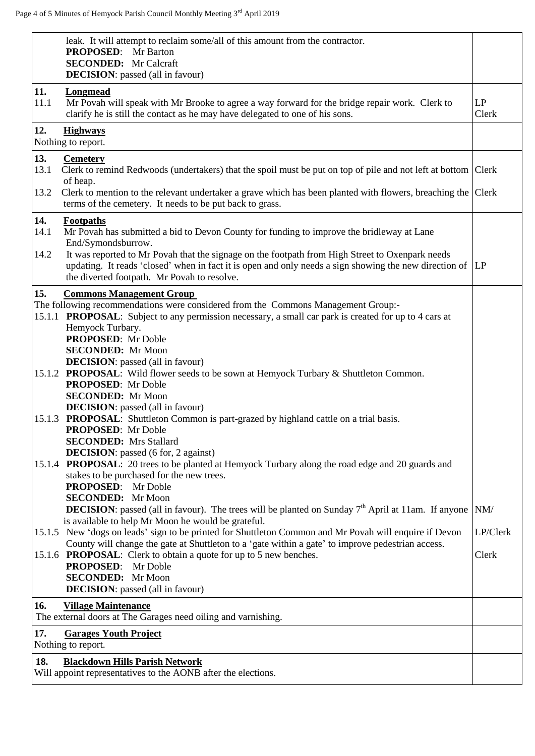| | |
|---|---|
| leak. It will attempt to reclaim some/all of this amount from the contractor.<br>**PROPOSED**: Mr Barton<br>**SECONDED:** Mr Calcraft<br>**DECISION**: passed (all in favour) | |
| **11. Longmead**<br>11.1 Mr Povah will speak with Mr Brooke to agree a way forward for the bridge repair work. Clerk to clarify he is still the contact as he may have delegated to one of his sons. | LP<br>Clerk |
| **12. Highways**<br>Nothing to report. | |
| **13. Cemetery**<br>13.1 Clerk to remind Redwoods (undertakers) that the spoil must be put on top of pile and not left at bottom of heap.<br>13.2 Clerk to mention to the relevant undertaker a grave which has been planted with flowers, breaching the terms of the cemetery. It needs to be put back to grass. | Clerk<br><br>Clerk |
| **14. Footpaths**<br>14.1 Mr Povah has submitted a bid to Devon County for funding to improve the bridleway at Lane End/Symondsburrow.<br>14.2 It was reported to Mr Povah that the signage on the footpath from High Street to Oxenpark needs updating. It reads 'closed' when in fact it is open and only needs a sign showing the new direction of the diverted footpath. Mr Povah to resolve. | <br><br>LP |
| **15. Commons Management Group**<br>The following recommendations were considered from the Commons Management Group:-<br>15.1.1 **PROPOSAL**: Subject to any permission necessary, a small car park is created for up to 4 cars at Hemyock Turbary.<br>**PROPOSED**: Mr Doble<br>**SECONDED:** Mr Moon<br>**DECISION**: passed (all in favour)<br>15.1.2 **PROPOSAL**: Wild flower seeds to be sown at Hemyock Turbary & Shuttleton Common.<br>**PROPOSED**: Mr Doble<br>**SECONDED:** Mr Moon<br>**DECISION**: passed (all in favour)<br>15.1.3 **PROPOSAL**: Shuttleton Common is part-grazed by highland cattle on a trial basis.<br>**PROPOSED**: Mr Doble<br>**SECONDED:** Mrs Stallard<br>**DECISION**: passed (6 for, 2 against)<br>15.1.4 **PROPOSAL**: 20 trees to be planted at Hemyock Turbary along the road edge and 20 guards and stakes to be purchased for the new trees.<br>**PROPOSED**: Mr Doble<br>**SECONDED:** Mr Moon<br>**DECISION**: passed (all in favour). The trees will be planted on Sunday 7th April at 11am. If anyone is available to help Mr Moon he would be grateful.<br>15.1.5 New 'dogs on leads' sign to be printed for Shuttleton Common and Mr Povah will enquire if Devon County will change the gate at Shuttleton to a 'gate within a gate' to improve pedestrian access.<br>15.1.6 **PROPOSAL**: Clerk to obtain a quote for up to 5 new benches.<br>**PROPOSED**: Mr Doble<br>**SECONDED:** Mr Moon<br>**DECISION**: passed (all in favour) | NM/<br><br>LP/Clerk<br><br>Clerk |
| **16. Village Maintenance**<br>The external doors at The Garages need oiling and varnishing. | |
| **17. Garages Youth Project**<br>Nothing to report. | |
| **18. Blackdown Hills Parish Network**<br>Will appoint representatives to the AONB after the elections. | |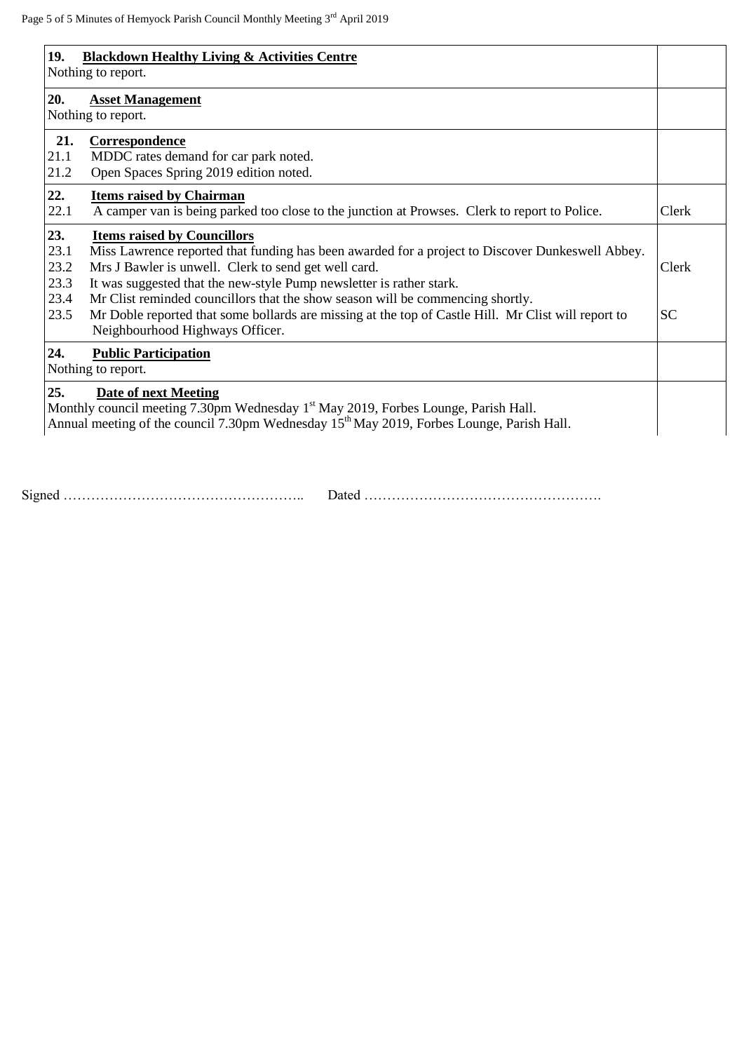| | |
|---|---|
| **19. Blackdown Healthy Living & Activities Centre**<br>Nothing to report. | |
| **20. Asset Management**<br>Nothing to report. | |
| **21. Correspondence**<br>21.1 MDDC rates demand for car park noted.<br>21.2 Open Spaces Spring 2019 edition noted. | |
| **22. Items raised by Chairman**<br>22.1 A camper van is being parked too close to the junction at Prowses. Clerk to report to Police. | Clerk |
| **23. Items raised by Councillors**<br>23.1 Miss Lawrence reported that funding has been awarded for a project to Discover Dunkeswell Abbey.<br>23.2 Mrs J Bawler is unwell. Clerk to send get well card.<br>23.3 It was suggested that the new-style Pump newsletter is rather stark.<br>23.4 Mr Clist reminded councillors that the show season will be commencing shortly.<br>23.5 Mr Doble reported that some bollards are missing at the top of Castle Hill. Mr Clist will report to Neighbourhood Highways Officer. | Clerk<br><br>SC |
| **24. Public Participation**<br>Nothing to report. | |
| **25. Date of next Meeting**<br>Monthly council meeting 7.30pm Wednesday 1st May 2019, Forbes Lounge, Parish Hall.<br>Annual meeting of the council 7.30pm Wednesday 15th May 2019, Forbes Lounge, Parish Hall. | |

Signed …………………………………………….. Dated …………………………………………….